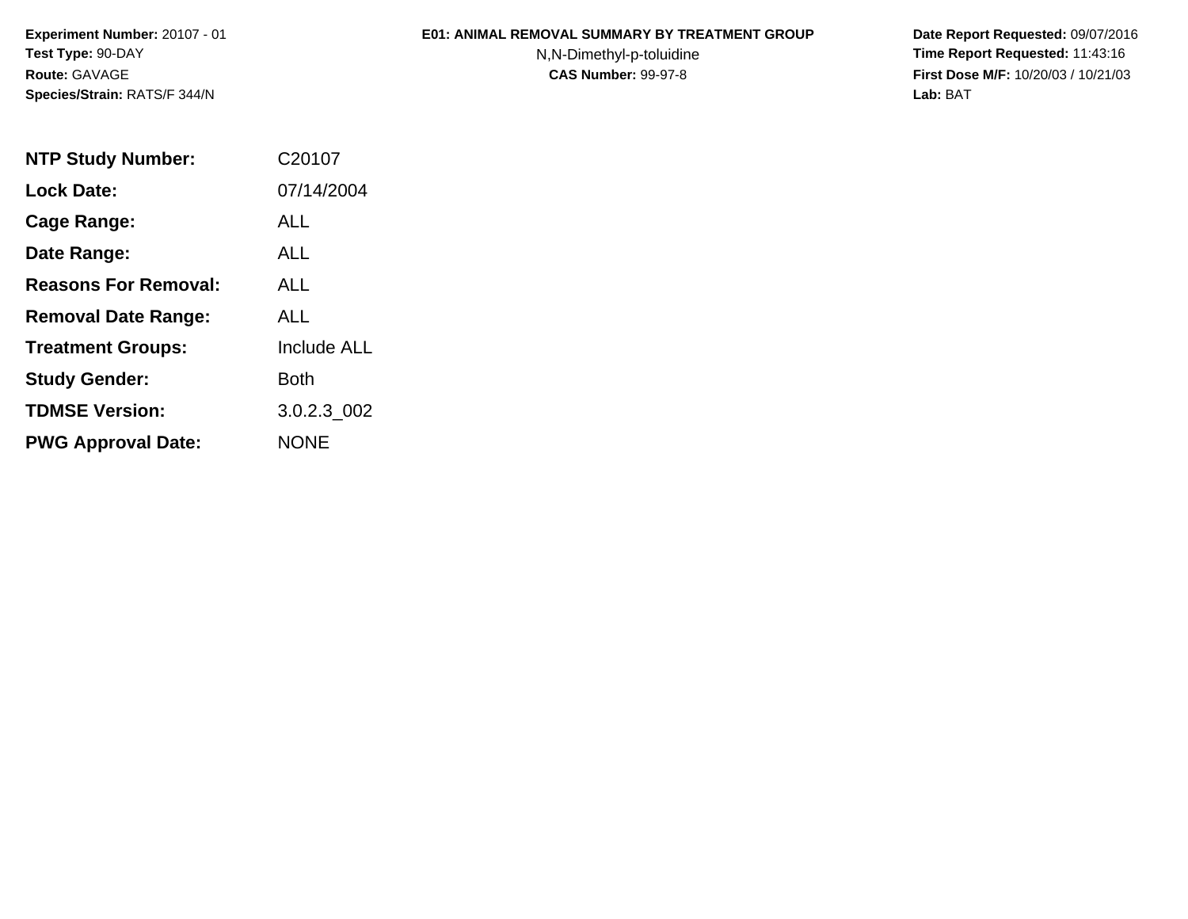**Experiment Number:** 20107 - 01
**Test Type:** 90-DAY
**Route:** GAVAGE
**Species/Strain:** RATS/F 344/N

**E01: ANIMAL REMOVAL SUMMARY BY TREATMENT GROUP**
N,N-Dimethyl-p-toluidine
**CAS Number:** 99-97-8

**Date Report Requested:** 09/07/2016
**Time Report Requested:** 11:43:16
**First Dose M/F:** 10/20/03 / 10/21/03
**Lab:** BAT

| | |
|---|---|
| **NTP Study Number:** | C20107 |
| **Lock Date:** | 07/14/2004 |
| **Cage Range:** | ALL |
| **Date Range:** | ALL |
| **Reasons For Removal:** | ALL |
| **Removal Date Range:** | ALL |
| **Treatment Groups:** | Include ALL |
| **Study Gender:** | Both |
| **TDMSE Version:** | 3.0.2.3_002 |
| **PWG Approval Date:** | NONE |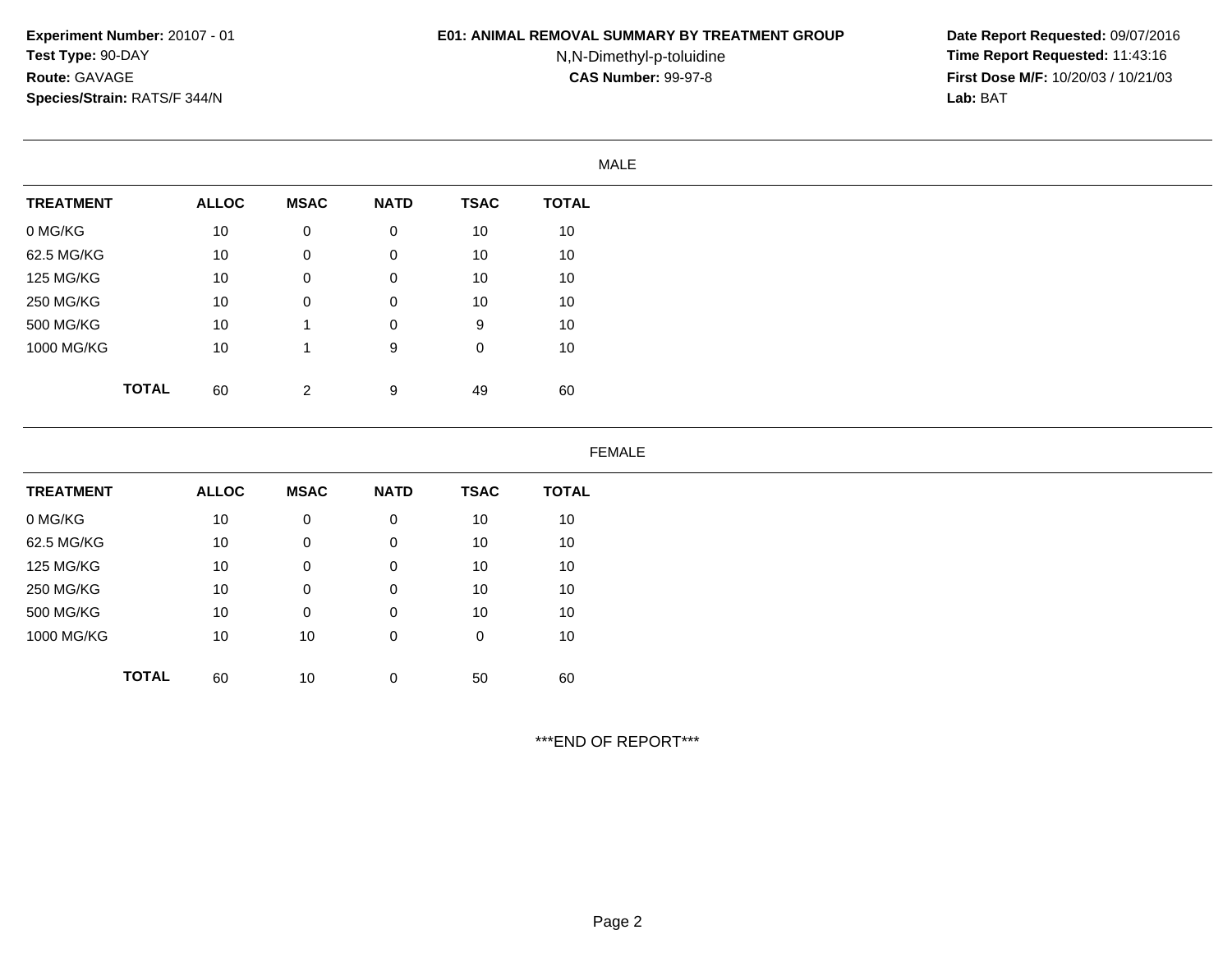**Experiment Number:** 20107 - 01
**Test Type:** 90-DAY
**Route:** GAVAGE
**Species/Strain:** RATS/F 344/N

**E01: ANIMAL REMOVAL SUMMARY BY TREATMENT GROUP**
N,N-Dimethyl-p-toluidine
**CAS Number:** 99-97-8

**Date Report Requested:** 09/07/2016
**Time Report Requested:** 11:43:16
**First Dose M/F:** 10/20/03 / 10/21/03
**Lab:** BAT

MALE

| TREATMENT | ALLOC | MSAC | NATD | TSAC | TOTAL |
|---|---|---|---|---|---|
| 0 MG/KG | 10 | 0 | 0 | 10 | 10 |
| 62.5 MG/KG | 10 | 0 | 0 | 10 | 10 |
| 125 MG/KG | 10 | 0 | 0 | 10 | 10 |
| 250 MG/KG | 10 | 0 | 0 | 10 | 10 |
| 500 MG/KG | 10 | 1 | 0 | 9 | 10 |
| 1000 MG/KG | 10 | 1 | 9 | 0 | 10 |
| **TOTAL** | 60 | 2 | 9 | 49 | 60 |

FEMALE

| TREATMENT | ALLOC | MSAC | NATD | TSAC | TOTAL |
|---|---|---|---|---|---|
| 0 MG/KG | 10 | 0 | 0 | 10 | 10 |
| 62.5 MG/KG | 10 | 0 | 0 | 10 | 10 |
| 125 MG/KG | 10 | 0 | 0 | 10 | 10 |
| 250 MG/KG | 10 | 0 | 0 | 10 | 10 |
| 500 MG/KG | 10 | 0 | 0 | 10 | 10 |
| 1000 MG/KG | 10 | 10 | 0 | 0 | 10 |
| **TOTAL** | 60 | 10 | 0 | 50 | 60 |

***END OF REPORT***